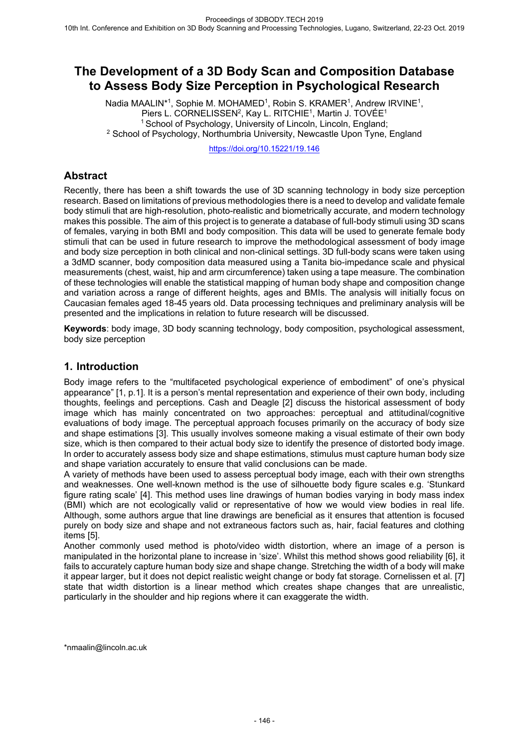# The Development of a 3D Body Scan and Composition Database to Assess Body Size Perception in Psychological Research

Nadia MAALIN*[1], Sophie M. MOHAMED[1], Robin S. KRAMER[1], Andrew IRVINE[1], Piers L. CORNELISSEN[2], Kay L. RITCHIE[1], Martin J. TOVÉE[1]
[1] School of Psychology, University of Lincoln, Lincoln, England;
[2] School of Psychology, Northumbria University, Newcastle Upon Tyne, England

https://doi.org/10.15221/19.146

## Abstract

Recently, there has been a shift towards the use of 3D scanning technology in body size perception research. Based on limitations of previous methodologies there is a need to develop and validate female body stimuli that are high-resolution, photo-realistic and biometrically accurate, and modern technology makes this possible. The aim of this project is to generate a database of full-body stimuli using 3D scans of females, varying in both BMI and body composition. This data will be used to generate female body stimuli that can be used in future research to improve the methodological assessment of body image and body size perception in both clinical and non-clinical settings. 3D full-body scans were taken using a 3dMD scanner, body composition data measured using a Tanita bio-impedance scale and physical measurements (chest, waist, hip and arm circumference) taken using a tape measure. The combination of these technologies will enable the statistical mapping of human body shape and composition change and variation across a range of different heights, ages and BMIs. The analysis will initially focus on Caucasian females aged 18-45 years old. Data processing techniques and preliminary analysis will be presented and the implications in relation to future research will be discussed.

**Keywords**: body image, 3D body scanning technology, body composition, psychological assessment, body size perception

## 1. Introduction

Body image refers to the "multifaceted psychological experience of embodiment" of one's physical appearance" [1, p.1]. It is a person's mental representation and experience of their own body, including thoughts, feelings and perceptions. Cash and Deagle [2] discuss the historical assessment of body image which has mainly concentrated on two approaches: perceptual and attitudinal/cognitive evaluations of body image. The perceptual approach focuses primarily on the accuracy of body size and shape estimations [3]. This usually involves someone making a visual estimate of their own body size, which is then compared to their actual body size to identify the presence of distorted body image. In order to accurately assess body size and shape estimations, stimulus must capture human body size and shape variation accurately to ensure that valid conclusions can be made.

A variety of methods have been used to assess perceptual body image, each with their own strengths and weaknesses. One well-known method is the use of silhouette body figure scales e.g. 'Stunkard figure rating scale' [4]. This method uses line drawings of human bodies varying in body mass index (BMI) which are not ecologically valid or representative of how we would view bodies in real life. Although, some authors argue that line drawings are beneficial as it ensures that attention is focused purely on body size and shape and not extraneous factors such as, hair, facial features and clothing items [5].

Another commonly used method is photo/video width distortion, where an image of a person is manipulated in the horizontal plane to increase in 'size'. Whilst this method shows good reliability [6], it fails to accurately capture human body size and shape change. Stretching the width of a body will make it appear larger, but it does not depict realistic weight change or body fat storage. Cornelissen et al. [7] state that width distortion is a linear method which creates shape changes that are unrealistic, particularly in the shoulder and hip regions where it can exaggerate the width.

*nmaalin@lincoln.ac.uk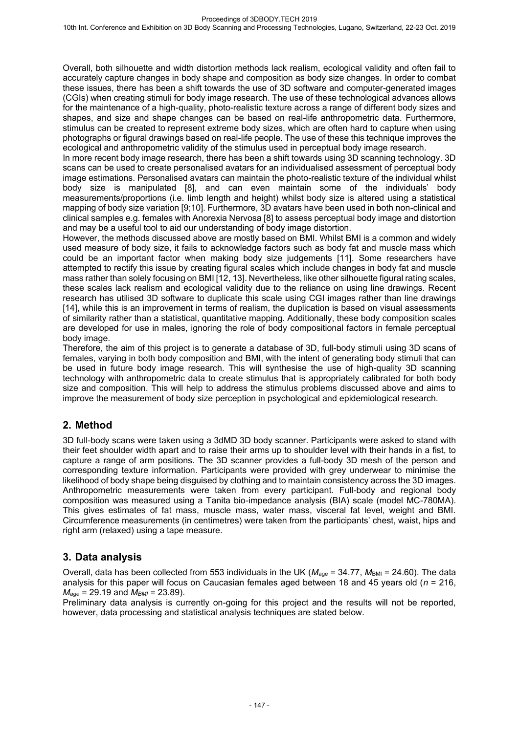Overall, both silhouette and width distortion methods lack realism, ecological validity and often fail to accurately capture changes in body shape and composition as body size changes. In order to combat these issues, there has been a shift towards the use of 3D software and computer-generated images (CGIs) when creating stimuli for body image research. The use of these technological advances allows for the maintenance of a high-quality, photo-realistic texture across a range of different body sizes and shapes, and size and shape changes can be based on real-life anthropometric data. Furthermore, stimulus can be created to represent extreme body sizes, which are often hard to capture when using photographs or figural drawings based on real-life people. The use of these this technique improves the ecological and anthropometric validity of the stimulus used in perceptual body image research.

In more recent body image research, there has been a shift towards using 3D scanning technology. 3D scans can be used to create personalised avatars for an individualised assessment of perceptual body image estimations. Personalised avatars can maintain the photo-realistic texture of the individual whilst body size is manipulated [8], and can even maintain some of the individuals' body measurements/proportions (i.e. limb length and height) whilst body size is altered using a statistical mapping of body size variation [9;10]. Furthermore, 3D avatars have been used in both non-clinical and clinical samples e.g. females with Anorexia Nervosa [8] to assess perceptual body image and distortion and may be a useful tool to aid our understanding of body image distortion.

However, the methods discussed above are mostly based on BMI. Whilst BMI is a common and widely used measure of body size, it fails to acknowledge factors such as body fat and muscle mass which could be an important factor when making body size judgements [11]. Some researchers have attempted to rectify this issue by creating figural scales which include changes in body fat and muscle mass rather than solely focusing on BMI [12, 13]. Nevertheless, like other silhouette figural rating scales, these scales lack realism and ecological validity due to the reliance on using line drawings. Recent research has utilised 3D software to duplicate this scale using CGI images rather than line drawings [14], while this is an improvement in terms of realism, the duplication is based on visual assessments of similarity rather than a statistical, quantitative mapping. Additionally, these body composition scales are developed for use in males, ignoring the role of body compositional factors in female perceptual body image.

Therefore, the aim of this project is to generate a database of 3D, full-body stimuli using 3D scans of females, varying in both body composition and BMI, with the intent of generating body stimuli that can be used in future body image research. This will synthesise the use of high-quality 3D scanning technology with anthropometric data to create stimulus that is appropriately calibrated for both body size and composition. This will help to address the stimulus problems discussed above and aims to improve the measurement of body size perception in psychological and epidemiological research.

## 2. Method

3D full-body scans were taken using a 3dMD 3D body scanner. Participants were asked to stand with their feet shoulder width apart and to raise their arms up to shoulder level with their hands in a fist, to capture a range of arm positions. The 3D scanner provides a full-body 3D mesh of the person and corresponding texture information. Participants were provided with grey underwear to minimise the likelihood of body shape being disguised by clothing and to maintain consistency across the 3D images. Anthropometric measurements were taken from every participant. Full-body and regional body composition was measured using a Tanita bio-impedance analysis (BIA) scale (model MC-780MA). This gives estimates of fat mass, muscle mass, water mass, visceral fat level, weight and BMI. Circumference measurements (in centimetres) were taken from the participants' chest, waist, hips and right arm (relaxed) using a tape measure.

## 3. Data analysis

Overall, data has been collected from 553 individuals in the UK ($M_{age}$ = 34.77, $M_{BMI}$ = 24.60). The data analysis for this paper will focus on Caucasian females aged between 18 and 45 years old (*n* = 216, $M_{age}$ = 29.19 and $M_{BMI}$ = 23.89).

Preliminary data analysis is currently on-going for this project and the results will not be reported, however, data processing and statistical analysis techniques are stated below.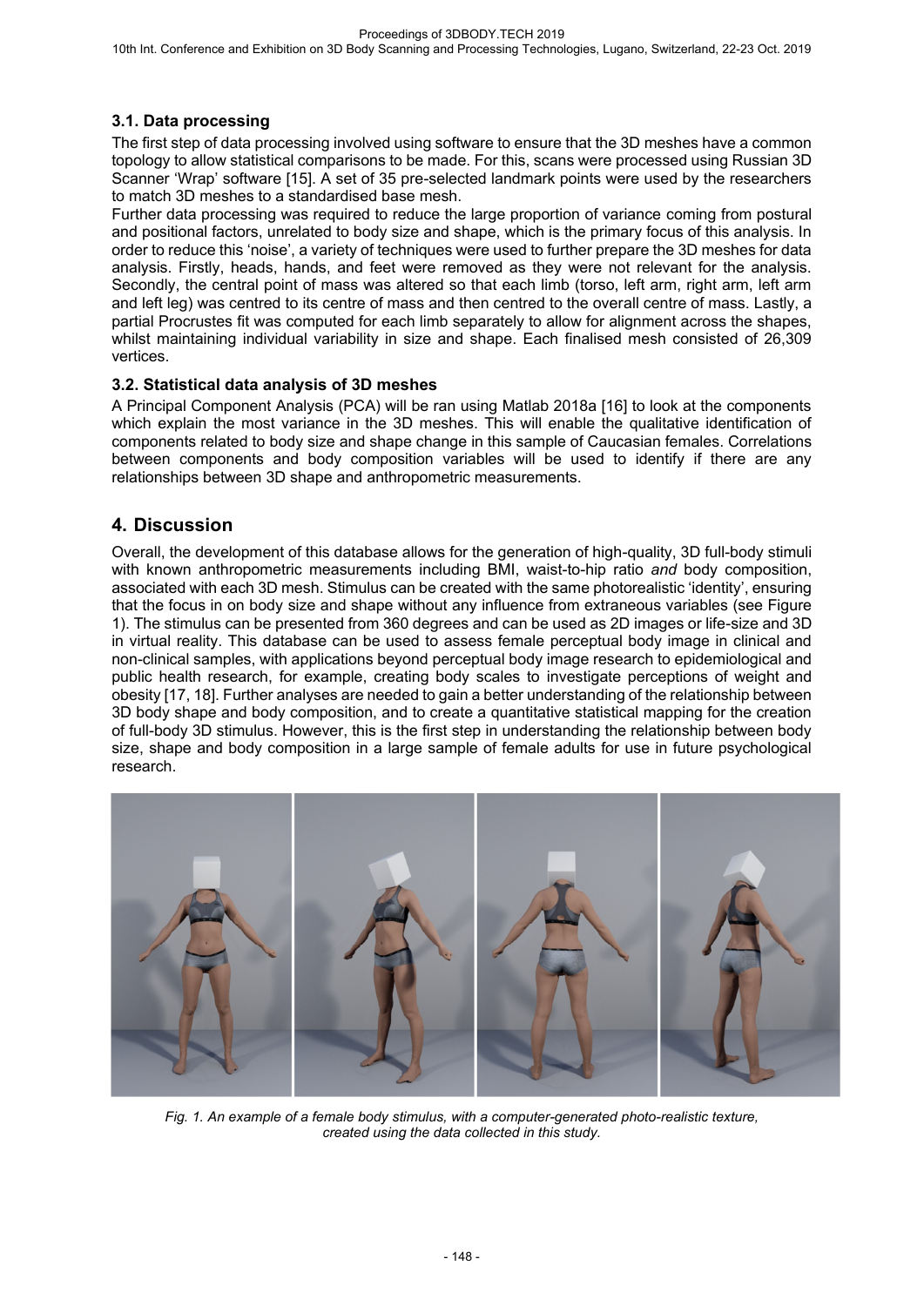### 3.1. Data processing

The first step of data processing involved using software to ensure that the 3D meshes have a common topology to allow statistical comparisons to be made. For this, scans were processed using Russian 3D Scanner 'Wrap' software [15]. A set of 35 pre-selected landmark points were used by the researchers to match 3D meshes to a standardised base mesh.

Further data processing was required to reduce the large proportion of variance coming from postural and positional factors, unrelated to body size and shape, which is the primary focus of this analysis. In order to reduce this 'noise', a variety of techniques were used to further prepare the 3D meshes for data analysis. Firstly, heads, hands, and feet were removed as they were not relevant for the analysis. Secondly, the central point of mass was altered so that each limb (torso, left arm, right arm, left arm and left leg) was centred to its centre of mass and then centred to the overall centre of mass. Lastly, a partial Procrustes fit was computed for each limb separately to allow for alignment across the shapes, whilst maintaining individual variability in size and shape. Each finalised mesh consisted of 26,309 vertices.

### 3.2. Statistical data analysis of 3D meshes

A Principal Component Analysis (PCA) will be ran using Matlab 2018a [16] to look at the components which explain the most variance in the 3D meshes. This will enable the qualitative identification of components related to body size and shape change in this sample of Caucasian females. Correlations between components and body composition variables will be used to identify if there are any relationships between 3D shape and anthropometric measurements.

## 4. Discussion

Overall, the development of this database allows for the generation of high-quality, 3D full-body stimuli with known anthropometric measurements including BMI, waist-to-hip ratio *and* body composition, associated with each 3D mesh. Stimulus can be created with the same photorealistic 'identity', ensuring that the focus in on body size and shape without any influence from extraneous variables (see Figure 1). The stimulus can be presented from 360 degrees and can be used as 2D images or life-size and 3D in virtual reality. This database can be used to assess female perceptual body image in clinical and non-clinical samples, with applications beyond perceptual body image research to epidemiological and public health research, for example, creating body scales to investigate perceptions of weight and obesity [17, 18]. Further analyses are needed to gain a better understanding of the relationship between 3D body shape and body composition, and to create a quantitative statistical mapping for the creation of full-body 3D stimulus. However, this is the first step in understanding the relationship between body size, shape and body composition in a large sample of female adults for use in future psychological research.

*Fig. 1. An example of a female body stimulus, with a computer-generated photo-realistic texture, created using the data collected in this study.*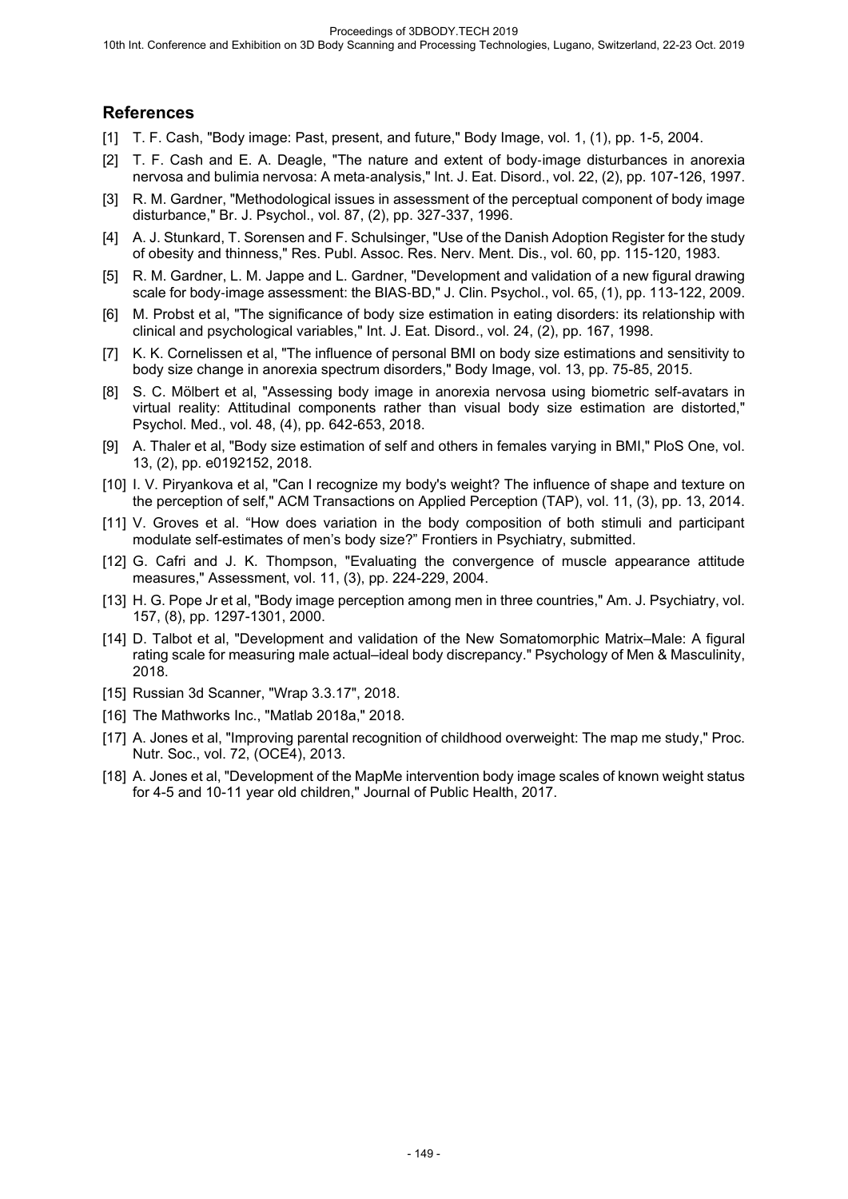## References

[1] T. F. Cash, "Body image: Past, present, and future," Body Image, vol. 1, (1), pp. 1-5, 2004.

[2] T. F. Cash and E. A. Deagle, "The nature and extent of body-image disturbances in anorexia nervosa and bulimia nervosa: A meta-analysis," Int. J. Eat. Disord., vol. 22, (2), pp. 107-126, 1997.

[3] R. M. Gardner, "Methodological issues in assessment of the perceptual component of body image disturbance," Br. J. Psychol., vol. 87, (2), pp. 327-337, 1996.

[4] A. J. Stunkard, T. Sorensen and F. Schulsinger, "Use of the Danish Adoption Register for the study of obesity and thinness," Res. Publ. Assoc. Res. Nerv. Ment. Dis., vol. 60, pp. 115-120, 1983.

[5] R. M. Gardner, L. M. Jappe and L. Gardner, "Development and validation of a new figural drawing scale for body-image assessment: the BIAS-BD," J. Clin. Psychol., vol. 65, (1), pp. 113-122, 2009.

[6] M. Probst et al, "The significance of body size estimation in eating disorders: its relationship with clinical and psychological variables," Int. J. Eat. Disord., vol. 24, (2), pp. 167, 1998.

[7] K. K. Cornelissen et al, "The influence of personal BMI on body size estimations and sensitivity to body size change in anorexia spectrum disorders," Body Image, vol. 13, pp. 75-85, 2015.

[8] S. C. Mölbert et al, "Assessing body image in anorexia nervosa using biometric self-avatars in virtual reality: Attitudinal components rather than visual body size estimation are distorted," Psychol. Med., vol. 48, (4), pp. 642-653, 2018.

[9] A. Thaler et al, "Body size estimation of self and others in females varying in BMI," PloS One, vol. 13, (2), pp. e0192152, 2018.

[10] I. V. Piryankova et al, "Can I recognize my body's weight? The influence of shape and texture on the perception of self," ACM Transactions on Applied Perception (TAP), vol. 11, (3), pp. 13, 2014.

[11] V. Groves et al. "How does variation in the body composition of both stimuli and participant modulate self-estimates of men's body size?" Frontiers in Psychiatry, submitted.

[12] G. Cafri and J. K. Thompson, "Evaluating the convergence of muscle appearance attitude measures," Assessment, vol. 11, (3), pp. 224-229, 2004.

[13] H. G. Pope Jr et al, "Body image perception among men in three countries," Am. J. Psychiatry, vol. 157, (8), pp. 1297-1301, 2000.

[14] D. Talbot et al, "Development and validation of the New Somatomorphic Matrix–Male: A figural rating scale for measuring male actual–ideal body discrepancy." Psychology of Men & Masculinity, 2018.

[15] Russian 3d Scanner, "Wrap 3.3.17", 2018.

[16] The Mathworks Inc., "Matlab 2018a," 2018.

[17] A. Jones et al, "Improving parental recognition of childhood overweight: The map me study," Proc. Nutr. Soc., vol. 72, (OCE4), 2013.

[18] A. Jones et al, "Development of the MapMe intervention body image scales of known weight status for 4-5 and 10-11 year old children," Journal of Public Health, 2017.